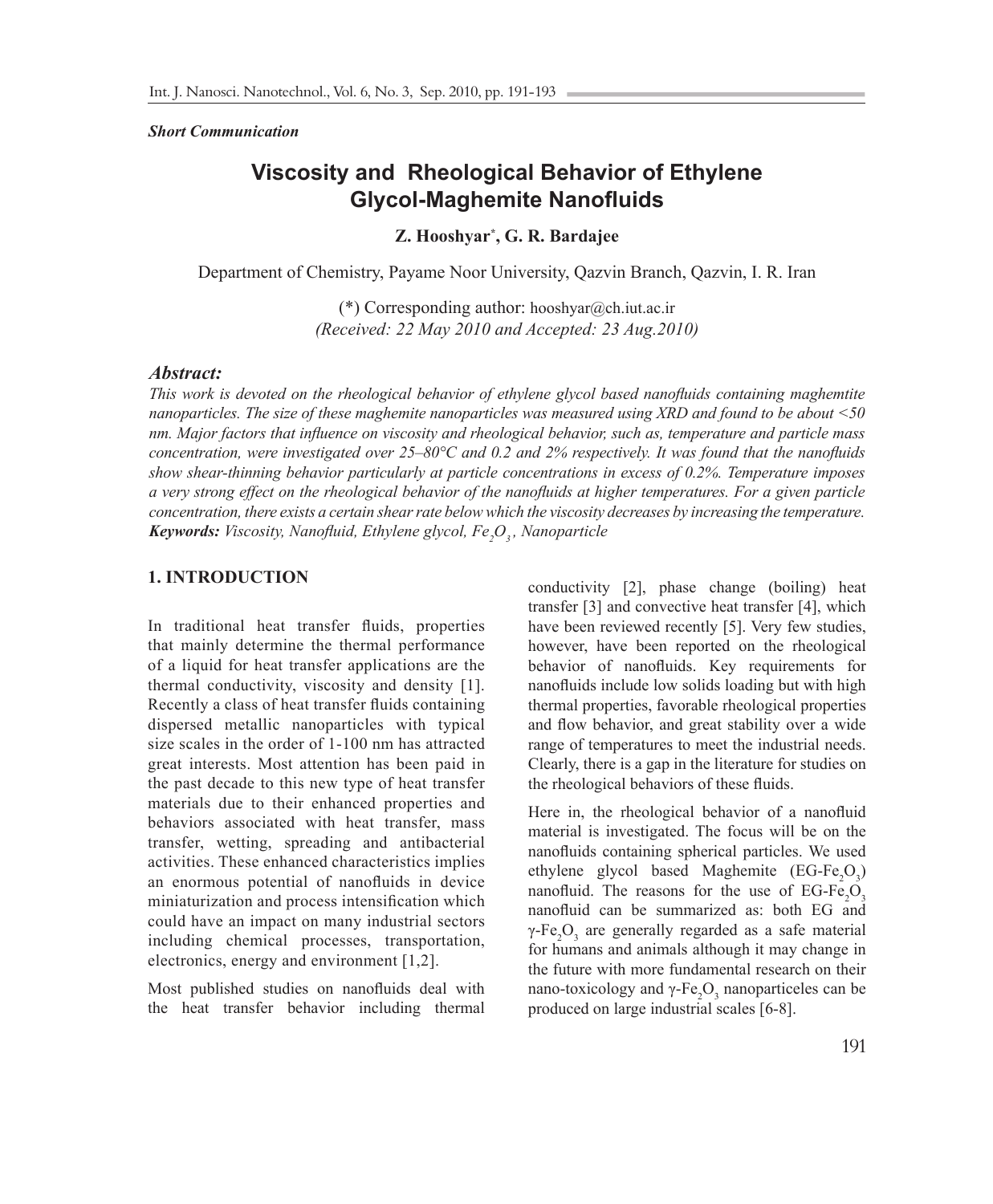*Short Communication*

# Viscosity and Rheological Behavior of Ethylene Glycol-Maghemite Nanofluids

**Z. Hooshyar[*], G. R. Bardajee**

Department of Chemistry, Payame Noor University, Qazvin Branch, Qazvin, I. R. Iran

(*) Corresponding author: hooshyar@ch.iut.ac.ir
*(Received: 22 May 2010 and Accepted: 23 Aug.2010)*

## Abstract:

*This work is devoted on the rheological behavior of ethylene glycol based nanofluids containing maghemtite nanoparticles. The size of these maghemite nanoparticles was measured using XRD and found to be about <50 nm. Major factors that influence on viscosity and rheological behavior, such as, temperature and particle mass concentration, were investigated over 25–80°C and 0.2 and 2% respectively. It was found that the nanofluids show shear-thinning behavior particularly at particle concentrations in excess of 0.2%. Temperature imposes a very strong effect on the rheological behavior of the nanofluids at higher temperatures. For a given particle concentration, there exists a certain shear rate below which the viscosity decreases by increasing the temperature.*

***Keywords:*** *Viscosity, Nanofluid, Ethylene glycol, $Fe_2O_3$, Nanoparticle*

## 1. INTRODUCTION

In traditional heat transfer fluids, properties that mainly determine the thermal performance of a liquid for heat transfer applications are the thermal conductivity, viscosity and density [1]. Recently a class of heat transfer fluids containing dispersed metallic nanoparticles with typical size scales in the order of 1-100 nm has attracted great interests. Most attention has been paid in the past decade to this new type of heat transfer materials due to their enhanced properties and behaviors associated with heat transfer, mass transfer, wetting, spreading and antibacterial activities. These enhanced characteristics implies an enormous potential of nanofluids in device miniaturization and process intensification which could have an impact on many industrial sectors including chemical processes, transportation, electronics, energy and environment [1,2].

Most published studies on nanofluids deal with the heat transfer behavior including thermal conductivity [2], phase change (boiling) heat transfer [3] and convective heat transfer [4], which have been reviewed recently [5]. Very few studies, however, have been reported on the rheological behavior of nanofluids. Key requirements for nanofluids include low solids loading but with high thermal properties, favorable rheological properties and flow behavior, and great stability over a wide range of temperatures to meet the industrial needs. Clearly, there is a gap in the literature for studies on the rheological behaviors of these fluids.

Here in, the rheological behavior of a nanofluid material is investigated. The focus will be on the nanofluids containing spherical particles. We used ethylene glycol based Maghemite (EG-$Fe_2O_3$) nanofluid. The reasons for the use of EG-$Fe_2O_3$ nanofluid can be summarized as: both EG and $\gamma$-$Fe_2O_3$ are generally regarded as a safe material for humans and animals although it may change in the future with more fundamental research on their nano-toxicology and $\gamma$-$Fe_2O_3$ nanoparticeles can be produced on large industrial scales [6-8].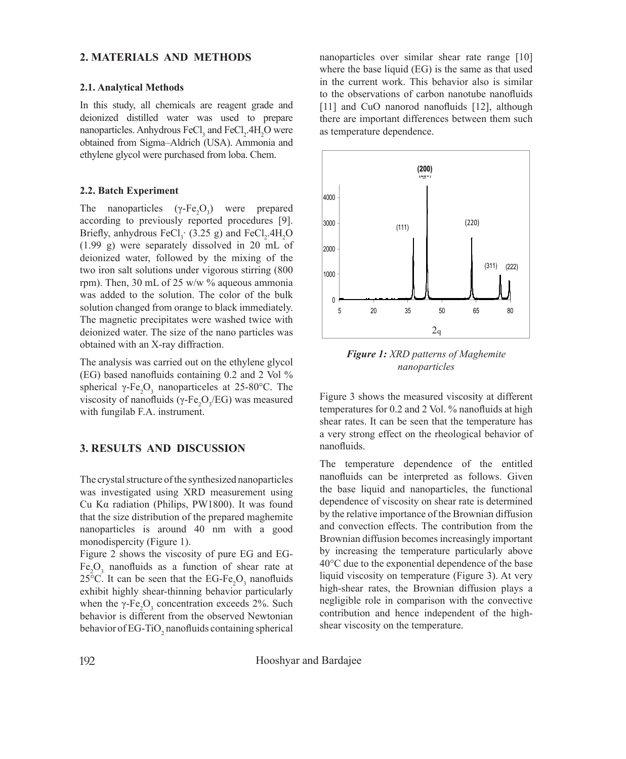## 2. MATERIALS AND METHODS

### 2.1. Analytical Methods

In this study, all chemicals are reagent grade and deionized distilled water was used to prepare nanoparticles. Anhydrous $FeCl_3$ and $FeCl_2.4H_2O$ were obtained from Sigma–Aldrich (USA). Ammonia and ethylene glycol were purchased from loba. Chem.

### 2.2. Batch Experiment

The nanoparticles ($\gamma$-$Fe_2O_3$) were prepared according to previously reported procedures [9]. Briefly, anhydrous $FeCl_3$· (3.25 g) and $FeCl_2.4H_2O$ (1.99 g) were separately dissolved in 20 mL of deionized water, followed by the mixing of the two iron salt solutions under vigorous stirring (800 rpm). Then, 30 mL of 25 w/w % aqueous ammonia was added to the solution. The color of the bulk solution changed from orange to black immediately. The magnetic precipitates were washed twice with deionized water. The size of the nano particles was obtained with an X-ray diffraction.

The analysis was carried out on the ethylene glycol (EG) based nanofluids containing 0.2 and 2 Vol % spherical $\gamma$-$Fe_2O_3$ nanoparticeles at 25-80°C. The viscosity of nanofluids ($\gamma$-$Fe_2O_3$/EG) was measured with fungilab F.A. instrument.

## 3. RESULTS AND DISCUSSION

The crystal structure of the synthesized nanoparticles was investigated using XRD measurement using Cu Kα radiation (Philips, PW1800). It was found that the size distribution of the prepared maghemite nanoparticles is around 40 nm with a good monodispercity (Figure 1).

Figure 2 shows the viscosity of pure EG and EG-$Fe_2O_3$ nanofluids as a function of shear rate at 25°C. It can be seen that the EG-$Fe_2O_3$ nanofluids exhibit highly shear-thinning behavior particularly when the $\gamma$-$Fe_2O_3$ concentration exceeds 2%. Such behavior is different from the observed Newtonian behavior of EG-$TiO_2$ nanofluids containing spherical nanoparticles over similar shear rate range [10] where the base liquid (EG) is the same as that used in the current work. This behavior also is similar to the observations of carbon nanotube nanofluids [11] and CuO nanorod nanofluids [12], although there are important differences between them such as temperature dependence.

*Figure 1:* *XRD patterns of Maghemite nanoparticles*

Figure 3 shows the measured viscosity at different temperatures for 0.2 and 2 Vol. % nanofluids at high shear rates. It can be seen that the temperature has a very strong effect on the rheological behavior of nanofluids.

The temperature dependence of the entitled nanofluids can be interpreted as follows. Given the base liquid and nanoparticles, the functional dependence of viscosity on shear rate is determined by the relative importance of the Brownian diffusion and convection effects. The contribution from the Brownian diffusion becomes increasingly important by increasing the temperature particularly above 40°C due to the exponential dependence of the base liquid viscosity on temperature (Figure 3). At very high-shear rates, the Brownian diffusion plays a negligible role in comparison with the convective contribution and hence independent of the high-shear viscosity on the temperature.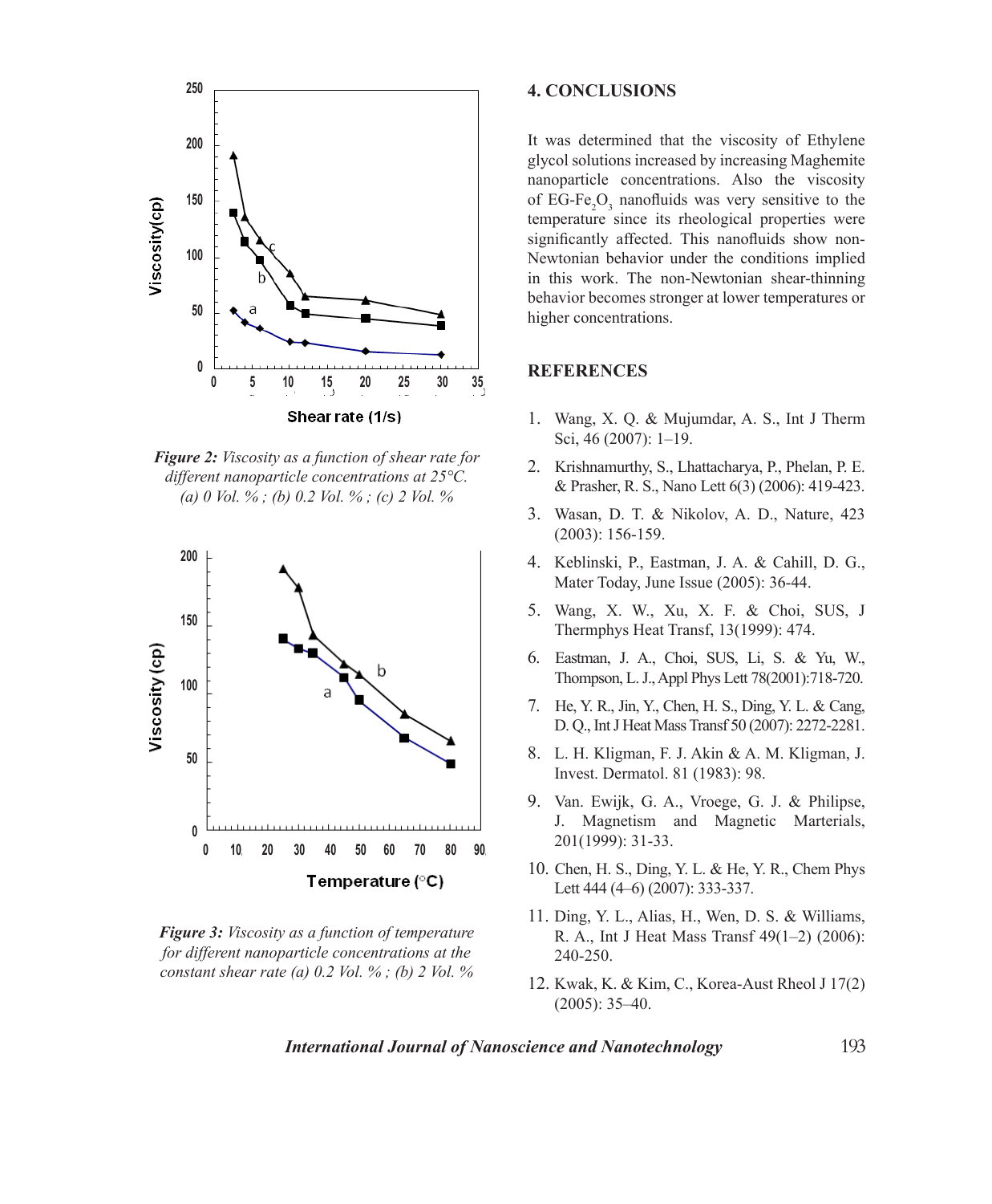Viscosity(cp)

250

200

150

100

50

0

0 5 10 15 20 25 30 35

Shear rate (1/s)

c

b

a

*Figure 2: Viscosity as a function of shear rate for different nanoparticle concentrations at 25°C. (a) 0 Vol. % ; (b) 0.2 Vol. % ; (c) 2 Vol. %*

Viscosity (cp)

200

150

100

50

0

0 10 20 30 40 50 60 70 80 90

Temperature (°C)

b

a

*Figure 3: Viscosity as a function of temperature for different nanoparticle concentrations at the constant shear rate (a) 0.2 Vol. % ; (b) 2 Vol. %*

## 4. CONCLUSIONS

It was determined that the viscosity of Ethylene glycol solutions increased by increasing Maghemite nanoparticle concentrations. Also the viscosity of EG-$Fe_2O_3$ nanofluids was very sensitive to the temperature since its rheological properties were significantly affected. This nanofluids show non-Newtonian behavior under the conditions implied in this work. The non-Newtonian shear-thinning behavior becomes stronger at lower temperatures or higher concentrations.

## REFERENCES

1. Wang, X. Q. & Mujumdar, A. S., Int J Therm Sci, 46 (2007): 1–19.
2. Krishnamurthy, S., Lhattacharya, P., Phelan, P. E. & Prasher, R. S., Nano Lett 6(3) (2006): 419-423.
3. Wasan, D. T. & Nikolov, A. D., Nature, 423 (2003): 156-159.
4. Keblinski, P., Eastman, J. A. & Cahill, D. G., Mater Today, June Issue (2005): 36-44.
5. Wang, X. W., Xu, X. F. & Choi, SUS, J Thermphys Heat Transf, 13(1999): 474.
6. Eastman, J. A., Choi, SUS, Li, S. & Yu, W., Thompson, L. J., Appl Phys Lett 78(2001):718-720.
7. He, Y. R., Jin, Y., Chen, H. S., Ding, Y. L. & Cang, D. Q., Int J Heat Mass Transf 50 (2007): 2272-2281.
8. L. H. Kligman, F. J. Akin & A. M. Kligman, J. Invest. Dermatol. 81 (1983): 98.
9. Van. Ewijk, G. A., Vroege, G. J. & Philipse, J. Magnetism and Magnetic Marterials, 201(1999): 31-33.
10. Chen, H. S., Ding, Y. L. & He, Y. R., Chem Phys Lett 444 (4–6) (2007): 333-337.
11. Ding, Y. L., Alias, H., Wen, D. S. & Williams, R. A., Int J Heat Mass Transf 49(1–2) (2006): 240-250.
12. Kwak, K. & Kim, C., Korea-Aust Rheol J 17(2) (2005): 35–40.